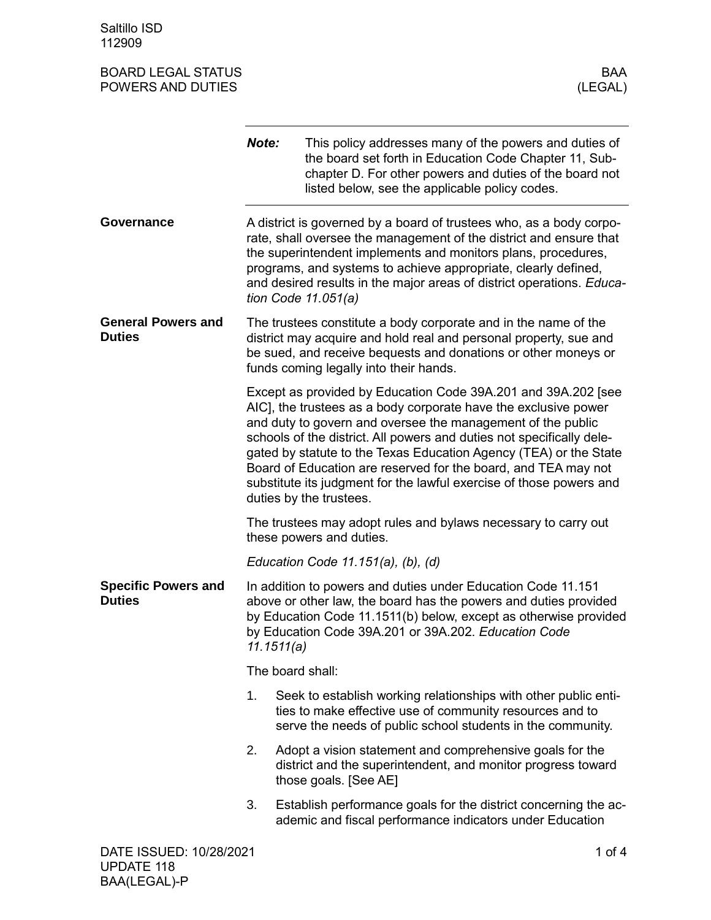# BOARD LEGAL STATUS — POWERS AND DUTIES — BAA (LEGAL)

***Note:*** This policy addresses many of the powers and duties of the board set forth in Education Code Chapter 11, Subchapter D. For other powers and duties of the board not listed below, see the applicable policy codes.

## Governance

A district is governed by a board of trustees who, as a body corporate, shall oversee the management of the district and ensure that the superintendent implements and monitors plans, procedures, programs, and systems to achieve appropriate, clearly defined, and desired results in the major areas of district operations. *Education Code 11.051(a)*

## General Powers and Duties

The trustees constitute a body corporate and in the name of the district may acquire and hold real and personal property, sue and be sued, and receive bequests and donations or other moneys or funds coming legally into their hands.

Except as provided by Education Code 39A.201 and 39A.202 [see AIC], the trustees as a body corporate have the exclusive power and duty to govern and oversee the management of the public schools of the district. All powers and duties not specifically delegated by statute to the Texas Education Agency (TEA) or the State Board of Education are reserved for the board, and TEA may not substitute its judgment for the lawful exercise of those powers and duties by the trustees.

The trustees may adopt rules and bylaws necessary to carry out these powers and duties.

*Education Code 11.151(a), (b), (d)*

## Specific Powers and Duties

In addition to powers and duties under Education Code 11.151 above or other law, the board has the powers and duties provided by Education Code 11.1511(b) below, except as otherwise provided by Education Code 39A.201 or 39A.202. *Education Code 11.1511(a)*

The board shall:

1. Seek to establish working relationships with other public entities to make effective use of community resources and to serve the needs of public school students in the community.
2. Adopt a vision statement and comprehensive goals for the district and the superintendent, and monitor progress toward those goals. [See AE]
3. Establish performance goals for the district concerning the academic and fiscal performance indicators under Education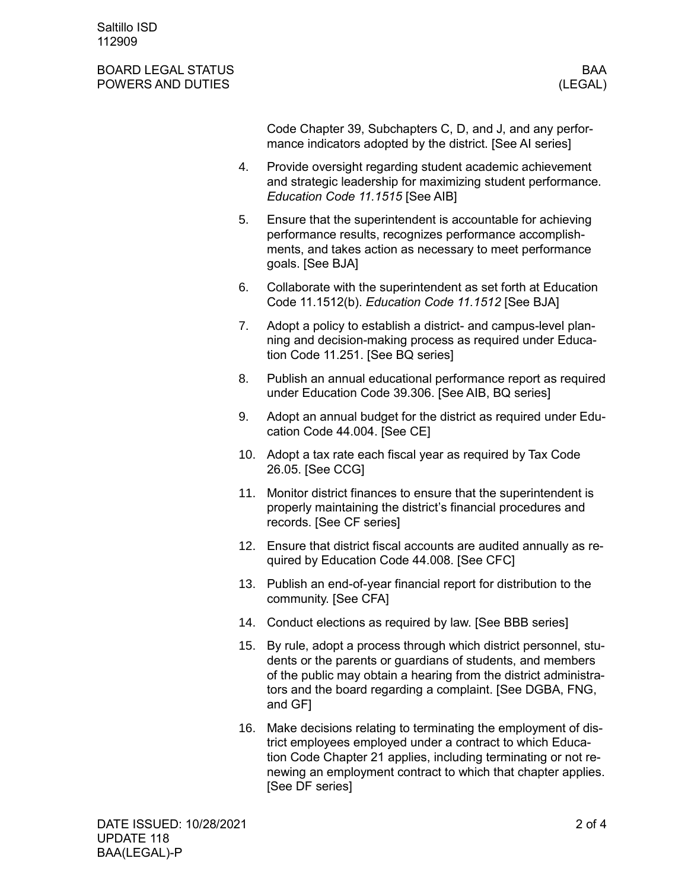Code Chapter 39, Subchapters C, D, and J, and any performance indicators adopted by the district. [See AI series]

4. Provide oversight regarding student academic achievement and strategic leadership for maximizing student performance. *Education Code 11.1515* [See AIB]
5. Ensure that the superintendent is accountable for achieving performance results, recognizes performance accomplishments, and takes action as necessary to meet performance goals. [See BJA]
6. Collaborate with the superintendent as set forth at Education Code 11.1512(b). *Education Code 11.1512* [See BJA]
7. Adopt a policy to establish a district- and campus-level planning and decision-making process as required under Education Code 11.251. [See BQ series]
8. Publish an annual educational performance report as required under Education Code 39.306. [See AIB, BQ series]
9. Adopt an annual budget for the district as required under Education Code 44.004. [See CE]
10. Adopt a tax rate each fiscal year as required by Tax Code 26.05. [See CCG]
11. Monitor district finances to ensure that the superintendent is properly maintaining the district's financial procedures and records. [See CF series]
12. Ensure that district fiscal accounts are audited annually as required by Education Code 44.008. [See CFC]
13. Publish an end-of-year financial report for distribution to the community. [See CFA]
14. Conduct elections as required by law. [See BBB series]
15. By rule, adopt a process through which district personnel, students or the parents or guardians of students, and members of the public may obtain a hearing from the district administrators and the board regarding a complaint. [See DGBA, FNG, and GF]
16. Make decisions relating to terminating the employment of district employees employed under a contract to which Education Code Chapter 21 applies, including terminating or not renewing an employment contract to which that chapter applies. [See DF series]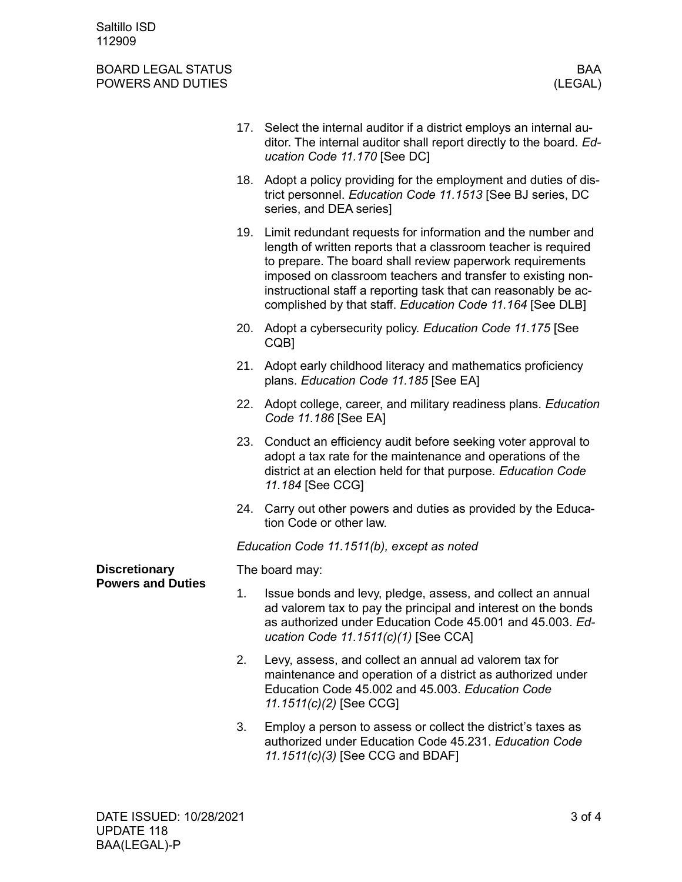17. Select the internal auditor if a district employs an internal auditor. The internal auditor shall report directly to the board. *Education Code 11.170* [See DC]
18. Adopt a policy providing for the employment and duties of district personnel. *Education Code 11.1513* [See BJ series, DC series, and DEA series]
19. Limit redundant requests for information and the number and length of written reports that a classroom teacher is required to prepare. The board shall review paperwork requirements imposed on classroom teachers and transfer to existing non-instructional staff a reporting task that can reasonably be accomplished by that staff. *Education Code 11.164* [See DLB]
20. Adopt a cybersecurity policy. *Education Code 11.175* [See CQB]
21. Adopt early childhood literacy and mathematics proficiency plans. *Education Code 11.185* [See EA]
22. Adopt college, career, and military readiness plans. *Education Code 11.186* [See EA]
23. Conduct an efficiency audit before seeking voter approval to adopt a tax rate for the maintenance and operations of the district at an election held for that purpose. *Education Code 11.184* [See CCG]
24. Carry out other powers and duties as provided by the Education Code or other law.

*Education Code 11.1511(b), except as noted*

**Discretionary Powers and Duties**

The board may:

1. Issue bonds and levy, pledge, assess, and collect an annual ad valorem tax to pay the principal and interest on the bonds as authorized under Education Code 45.001 and 45.003. *Education Code 11.1511(c)(1)* [See CCA]
2. Levy, assess, and collect an annual ad valorem tax for maintenance and operation of a district as authorized under Education Code 45.002 and 45.003. *Education Code 11.1511(c)(2)* [See CCG]
3. Employ a person to assess or collect the district's taxes as authorized under Education Code 45.231. *Education Code 11.1511(c)(3)* [See CCG and BDAF]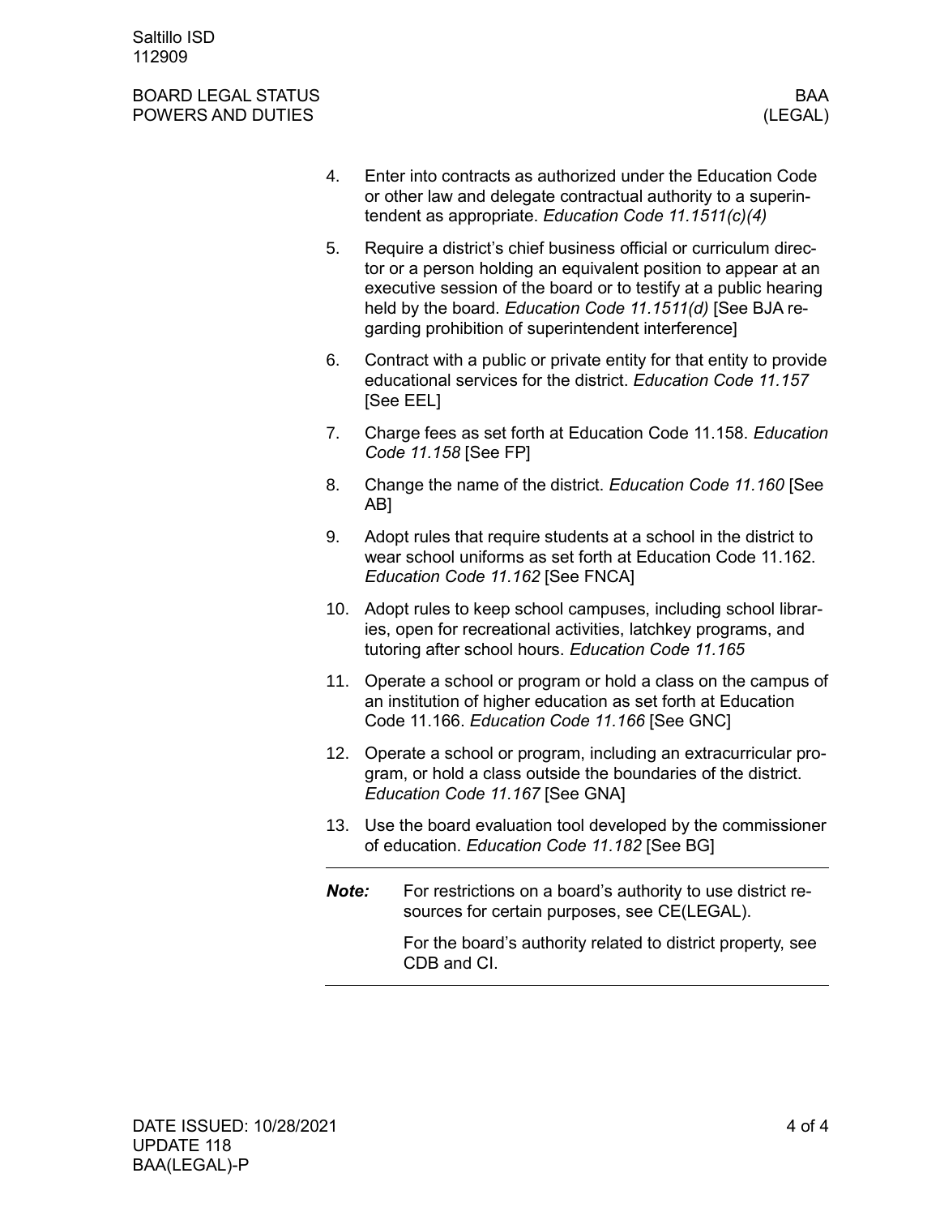4. Enter into contracts as authorized under the Education Code or other law and delegate contractual authority to a superintendent as appropriate. *Education Code 11.1511(c)(4)*
5. Require a district's chief business official or curriculum director or a person holding an equivalent position to appear at an executive session of the board or to testify at a public hearing held by the board. *Education Code 11.1511(d)* [See BJA regarding prohibition of superintendent interference]
6. Contract with a public or private entity for that entity to provide educational services for the district. *Education Code 11.157* [See EEL]
7. Charge fees as set forth at Education Code 11.158. *Education Code 11.158* [See FP]
8. Change the name of the district. *Education Code 11.160* [See AB]
9. Adopt rules that require students at a school in the district to wear school uniforms as set forth at Education Code 11.162. *Education Code 11.162* [See FNCA]
10. Adopt rules to keep school campuses, including school libraries, open for recreational activities, latchkey programs, and tutoring after school hours. *Education Code 11.165*
11. Operate a school or program or hold a class on the campus of an institution of higher education as set forth at Education Code 11.166. *Education Code 11.166* [See GNC]
12. Operate a school or program, including an extracurricular program, or hold a class outside the boundaries of the district. *Education Code 11.167* [See GNA]
13. Use the board evaluation tool developed by the commissioner of education. *Education Code 11.182* [See BG]

---

***Note:*** For restrictions on a board's authority to use district resources for certain purposes, see CE(LEGAL).

For the board's authority related to district property, see CDB and CI.

---